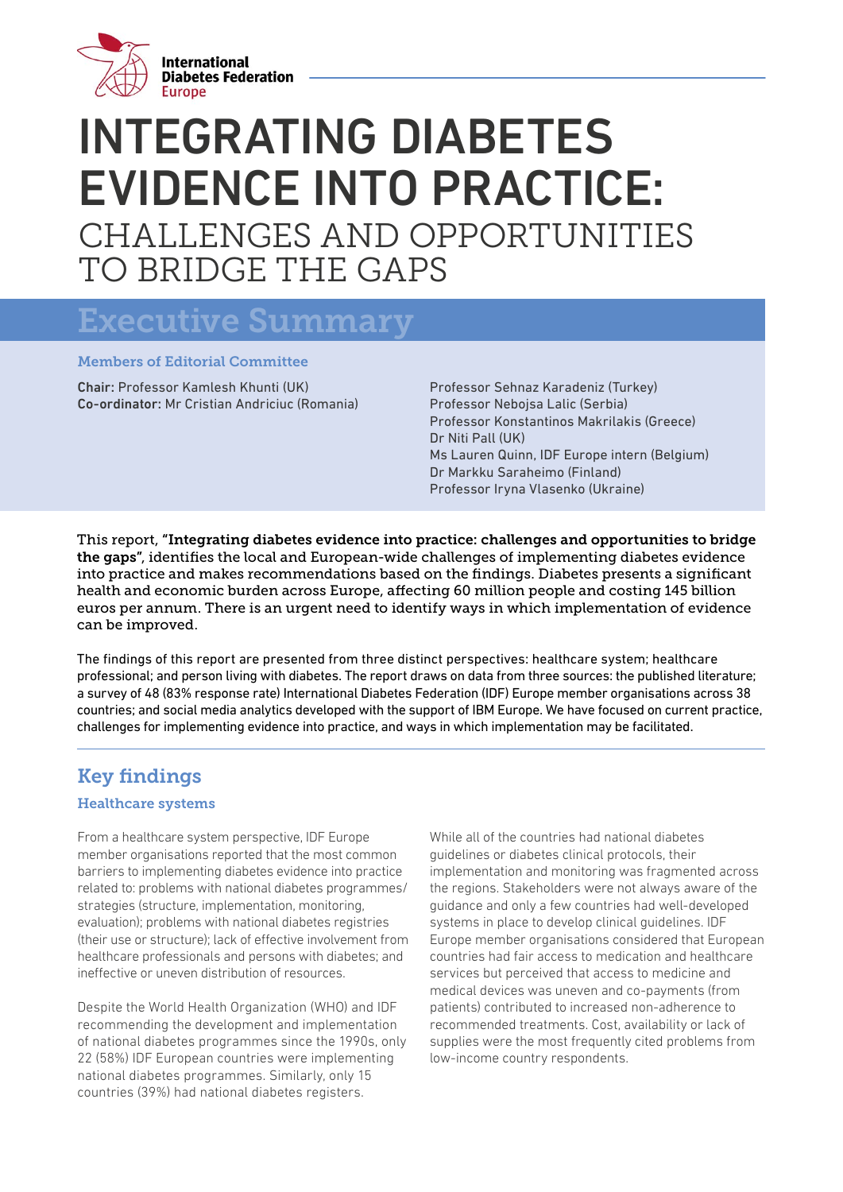International Diabetes Federation Europe

# INTEGRATING DIABETES EVIDENCE INTO PRACTICE:

# CHALLENGES AND OPPORTUNITIES TO BRIDGE THE GAPS

## Executive Summary

### Members of Editorial Committee

**Chair:** Professor Kamlesh Khunti (UK)
**Co-ordinator:** Mr Cristian Andriciuc (Romania)

Professor Sehnaz Karadeniz (Turkey)
Professor Nebojsa Lalic (Serbia)
Professor Konstantinos Makrilakis (Greece)
Dr Niti Pall (UK)
Ms Lauren Quinn, IDF Europe intern (Belgium)
Dr Markku Saraheimo (Finland)
Professor Iryna Vlasenko (Ukraine)

This report, **"Integrating diabetes evidence into practice: challenges and opportunities to bridge the gaps"**, identifies the local and European-wide challenges of implementing diabetes evidence into practice and makes recommendations based on the findings. Diabetes presents a significant health and economic burden across Europe, affecting 60 million people and costing 145 billion euros per annum. There is an urgent need to identify ways in which implementation of evidence can be improved.

The findings of this report are presented from three distinct perspectives: healthcare system; healthcare professional; and person living with diabetes. The report draws on data from three sources: the published literature; a survey of 48 (83% response rate) International Diabetes Federation (IDF) Europe member organisations across 38 countries; and social media analytics developed with the support of IBM Europe. We have focused on current practice, challenges for implementing evidence into practice, and ways in which implementation may be facilitated.

## Key findings

### Healthcare systems

From a healthcare system perspective, IDF Europe member organisations reported that the most common barriers to implementing diabetes evidence into practice related to: problems with national diabetes programmes/strategies (structure, implementation, monitoring, evaluation); problems with national diabetes registries (their use or structure); lack of effective involvement from healthcare professionals and persons with diabetes; and ineffective or uneven distribution of resources.

Despite the World Health Organization (WHO) and IDF recommending the development and implementation of national diabetes programmes since the 1990s, only 22 (58%) IDF European countries were implementing national diabetes programmes. Similarly, only 15 countries (39%) had national diabetes registers.

While all of the countries had national diabetes guidelines or diabetes clinical protocols, their implementation and monitoring was fragmented across the regions. Stakeholders were not always aware of the guidance and only a few countries had well-developed systems in place to develop clinical guidelines. IDF Europe member organisations considered that European countries had fair access to medication and healthcare services but perceived that access to medicine and medical devices was uneven and co-payments (from patients) contributed to increased non-adherence to recommended treatments. Cost, availability or lack of supplies were the most frequently cited problems from low-income country respondents.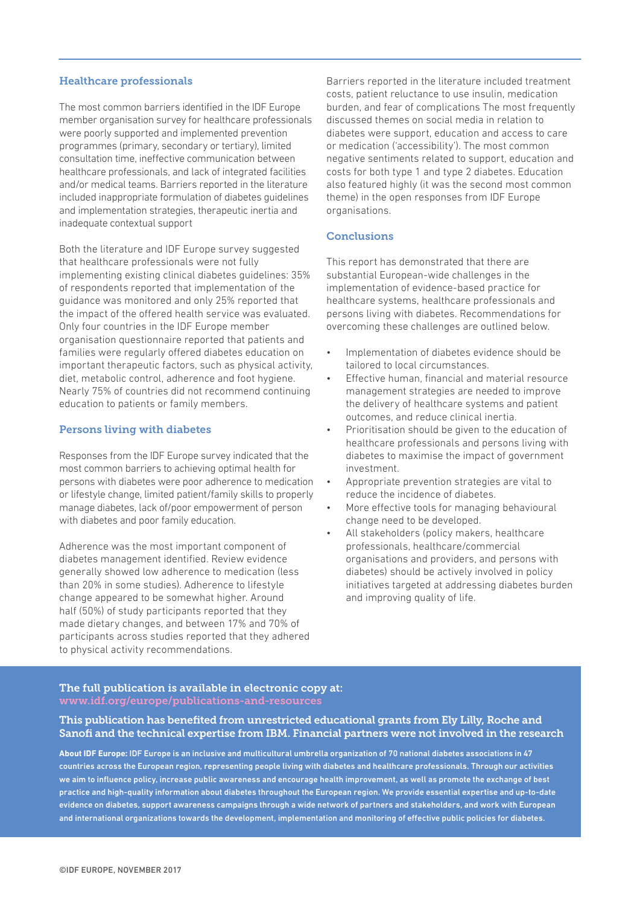## Healthcare professionals

The most common barriers identified in the IDF Europe member organisation survey for healthcare professionals were poorly supported and implemented prevention programmes (primary, secondary or tertiary), limited consultation time, ineffective communication between healthcare professionals, and lack of integrated facilities and/or medical teams. Barriers reported in the literature included inappropriate formulation of diabetes guidelines and implementation strategies, therapeutic inertia and inadequate contextual support

Both the literature and IDF Europe survey suggested that healthcare professionals were not fully implementing existing clinical diabetes guidelines: 35% of respondents reported that implementation of the guidance was monitored and only 25% reported that the impact of the offered health service was evaluated. Only four countries in the IDF Europe member organisation questionnaire reported that patients and families were regularly offered diabetes education on important therapeutic factors, such as physical activity, diet, metabolic control, adherence and foot hygiene. Nearly 75% of countries did not recommend continuing education to patients or family members.

## Persons living with diabetes

Responses from the IDF Europe survey indicated that the most common barriers to achieving optimal health for persons with diabetes were poor adherence to medication or lifestyle change, limited patient/family skills to properly manage diabetes, lack of/poor empowerment of person with diabetes and poor family education.

Adherence was the most important component of diabetes management identified. Review evidence generally showed low adherence to medication (less than 20% in some studies). Adherence to lifestyle change appeared to be somewhat higher. Around half (50%) of study participants reported that they made dietary changes, and between 17% and 70% of participants across studies reported that they adhered to physical activity recommendations.

Barriers reported in the literature included treatment costs, patient reluctance to use insulin, medication burden, and fear of complications The most frequently discussed themes on social media in relation to diabetes were support, education and access to care or medication ('accessibility'). The most common negative sentiments related to support, education and costs for both type 1 and type 2 diabetes. Education also featured highly (it was the second most common theme) in the open responses from IDF Europe organisations.

## Conclusions

This report has demonstrated that there are substantial European-wide challenges in the implementation of evidence-based practice for healthcare systems, healthcare professionals and persons living with diabetes. Recommendations for overcoming these challenges are outlined below.

- Implementation of diabetes evidence should be tailored to local circumstances.
- Effective human, financial and material resource management strategies are needed to improve the delivery of healthcare systems and patient outcomes, and reduce clinical inertia.
- Prioritisation should be given to the education of healthcare professionals and persons living with diabetes to maximise the impact of government investment.
- Appropriate prevention strategies are vital to reduce the incidence of diabetes.
- More effective tools for managing behavioural change need to be developed.
- All stakeholders (policy makers, healthcare professionals, healthcare/commercial organisations and providers, and persons with diabetes) should be actively involved in policy initiatives targeted at addressing diabetes burden and improving quality of life.

**The full publication is available in electronic copy at:**
www.idf.org/europe/publications-and-resources

**This publication has benefited from unrestricted educational grants from Ely Lilly, Roche and Sanofi and the technical expertise from IBM. Financial partners were not involved in the research**

**About IDF Europe:** IDF Europe is an inclusive and multicultural umbrella organization of 70 national diabetes associations in 47 countries across the European region, representing people living with diabetes and healthcare professionals. Through our activities we aim to influence policy, increase public awareness and encourage health improvement, as well as promote the exchange of best practice and high-quality information about diabetes throughout the European region. We provide essential expertise and up-to-date evidence on diabetes, support awareness campaigns through a wide network of partners and stakeholders, and work with European and international organizations towards the development, implementation and monitoring of effective public policies for diabetes.

©IDF EUROPE, NOVEMBER 2017